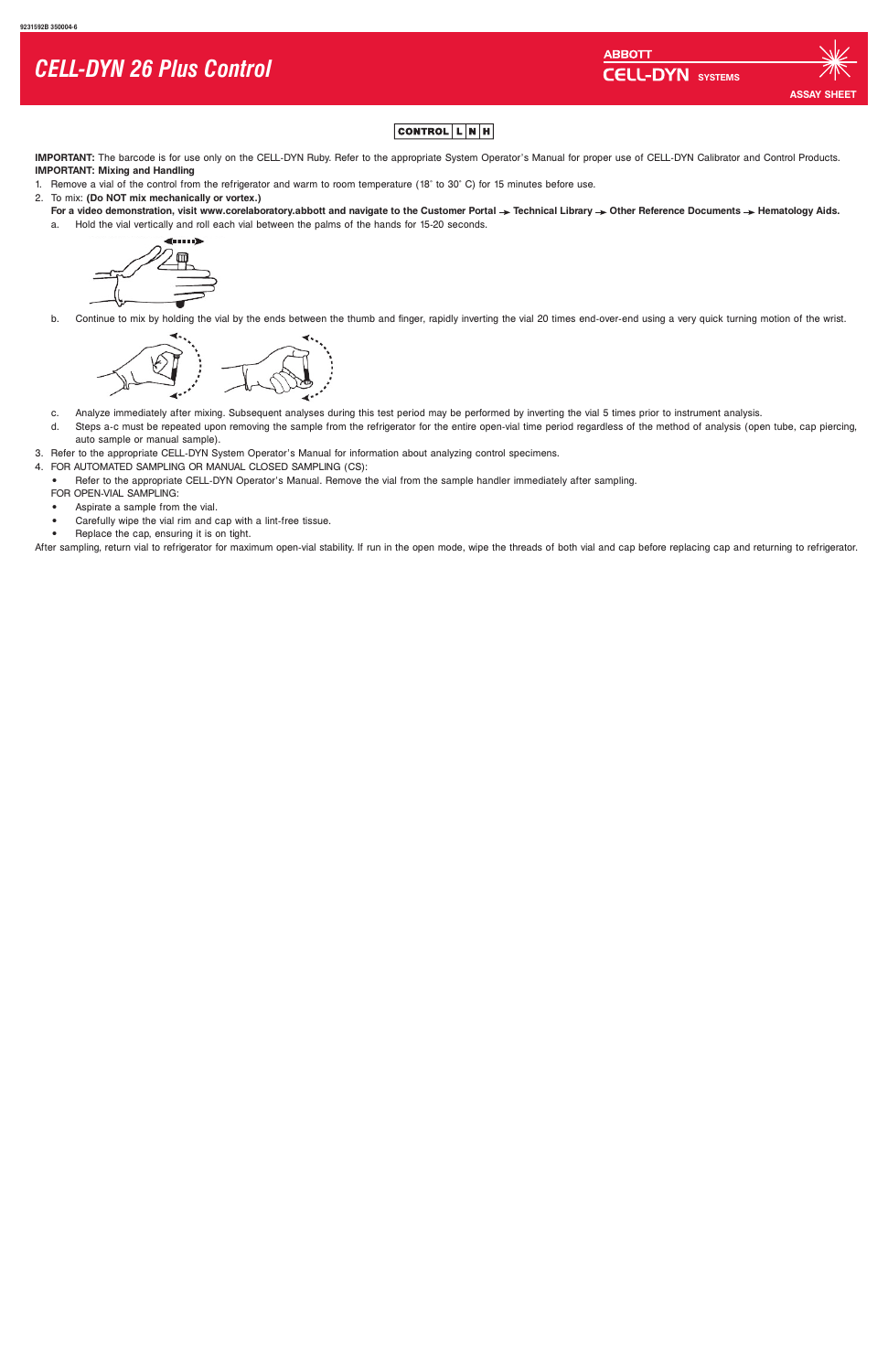9231592B 350004-6

# CELL-DYN 26 Plus Control

ABBOTT
CELL-DYN SYSTEMS

ASSAY SHEET

CONTROL | L | N | H

**IMPORTANT:** The barcode is for use only on the CELL-DYN Ruby. Refer to the appropriate System Operator's Manual for proper use of CELL-DYN Calibrator and Control Products.

**IMPORTANT: Mixing and Handling**

1. Remove a vial of the control from the refrigerator and warm to room temperature (18° to 30° C) for 15 minutes before use.
2. To mix: **(Do NOT mix mechanically or vortex.)**
   **For a video demonstration, visit www.corelaboratory.abbott and navigate to the Customer Portal → Technical Library → Other Reference Documents → Hematology Aids.**
   a. Hold the vial vertically and roll each vial between the palms of the hands for 15-20 seconds.
   b. Continue to mix by holding the vial by the ends between the thumb and finger, rapidly inverting the vial 20 times end-over-end using a very quick turning motion of the wrist.
   c. Analyze immediately after mixing. Subsequent analyses during this test period may be performed by inverting the vial 5 times prior to instrument analysis.
   d. Steps a-c must be repeated upon removing the sample from the refrigerator for the entire open-vial time period regardless of the method of analysis (open tube, cap piercing, auto sample or manual sample).
3. Refer to the appropriate CELL-DYN System Operator's Manual for information about analyzing control specimens.
4. FOR AUTOMATED SAMPLING OR MANUAL CLOSED SAMPLING (CS):
   - Refer to the appropriate CELL-DYN Operator's Manual. Remove the vial from the sample handler immediately after sampling.

   FOR OPEN-VIAL SAMPLING:
   - Aspirate a sample from the vial.
   - Carefully wipe the vial rim and cap with a lint-free tissue.
   - Replace the cap, ensuring it is on tight.

After sampling, return vial to refrigerator for maximum open-vial stability. If run in the open mode, wipe the threads of both vial and cap before replacing cap and returning to refrigerator.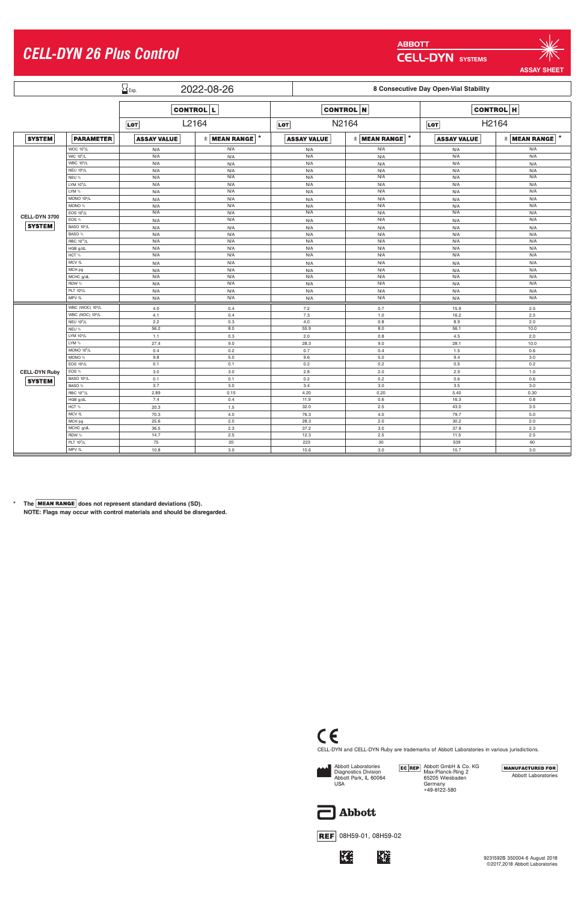# CELL-DYN 26 Plus Control

ABBOTT CELL-DYN SYSTEMS

ASSAY SHEET

Exp. 2022-08-26

8 Consecutive Day Open-Vial Stability

| | | CONTROL L | | CONTROL N | | CONTROL H | |
|---|---|---|---|---|---|---|---|
| | | LOT L2164 | | LOT N2164 | | LOT H2164 | |
| SYSTEM | PARAMETER | ASSAY VALUE | ± MEAN RANGE * | ASSAY VALUE | ± MEAN RANGE * | ASSAY VALUE | ± MEAN RANGE * |
| CELL-DYN 3700 SYSTEM | WOC $10^9$/L | N/A | N/A | N/A | N/A | N/A | N/A |
| | WIC $10^9$/L | N/A | N/A | N/A | N/A | N/A | N/A |
| | WBC $10^9$/L | N/A | N/A | N/A | N/A | N/A | N/A |
| | NEU $10^9$/L | N/A | N/A | N/A | N/A | N/A | N/A |
| | NEU % | N/A | N/A | N/A | N/A | N/A | N/A |
| | LYM $10^9$/L | N/A | N/A | N/A | N/A | N/A | N/A |
| | LYM % | N/A | N/A | N/A | N/A | N/A | N/A |
| | MONO $10^9$/L | N/A | N/A | N/A | N/A | N/A | N/A |
| | MONO % | N/A | N/A | N/A | N/A | N/A | N/A |
| | EOS $10^9$/L | N/A | N/A | N/A | N/A | N/A | N/A |
| | EOS % | N/A | N/A | N/A | N/A | N/A | N/A |
| | BASO $10^9$/L | N/A | N/A | N/A | N/A | N/A | N/A |
| | BASO % | N/A | N/A | N/A | N/A | N/A | N/A |
| | RBC $10^{12}$/L | N/A | N/A | N/A | N/A | N/A | N/A |
| | HGB g/dL | N/A | N/A | N/A | N/A | N/A | N/A |
| | HCT % | N/A | N/A | N/A | N/A | N/A | N/A |
| | MCV fL | N/A | N/A | N/A | N/A | N/A | N/A |
| | MCH pg | N/A | N/A | N/A | N/A | N/A | N/A |
| | MCHC g/dL | N/A | N/A | N/A | N/A | N/A | N/A |
| | RDW % | N/A | N/A | N/A | N/A | N/A | N/A |
| | PLT $10^9$/L | N/A | N/A | N/A | N/A | N/A | N/A |
| | MPV fL | N/A | N/A | N/A | N/A | N/A | N/A |
| CELL-DYN Ruby SYSTEM | WBC (WOC) $10^9$/L | 4.0 | 0.4 | 7.2 | 0.7 | 15.9 | 2.5 |
| | WBC (NOC) $10^9$/L | 4.1 | 0.4 | 7.3 | 1.0 | 16.2 | 2.5 |
| | NEU $10^9$/L | 2.2 | 0.3 | 4.0 | 0.8 | 8.9 | 2.0 |
| | NEU % | 56.2 | 8.0 | 55.9 | 8.0 | 56.1 | 10.0 |
| | LYM $10^9$/L | 1.1 | 0.3 | 2.0 | 0.8 | 4.5 | 2.0 |
| | LYM % | 27.4 | 9.0 | 28.3 | 9.0 | 28.1 | 10.0 |
| | MONO $10^9$/L | 0.4 | 0.2 | 0.7 | 0.4 | 1.5 | 0.6 |
| | MONO % | 9.8 | 5.0 | 9.6 | 5.0 | 9.4 | 3.0 |
| | EOS $10^9$/L | 0.1 | 0.1 | 0.2 | 0.2 | 0.5 | 0.2 |
| | EOS % | 3.0 | 3.0 | 2.8 | 2.0 | 2.9 | 1.0 |
| | BASO $10^9$/L | 0.1 | 0.1 | 0.2 | 0.2 | 0.6 | 0.6 |
| | BASO % | 3.7 | 3.0 | 3.4 | 3.0 | 3.5 | 3.0 |
| | RBC $10^{12}$/L | 2.89 | 0.15 | 4.20 | 0.20 | 5.40 | 0.30 |
| | HGB g/dL | 7.4 | 0.4 | 11.9 | 0.6 | 16.3 | 0.8 |
| | HCT % | 20.3 | 1.5 | 32.0 | 2.5 | 43.0 | 3.5 |
| | MCV fL | 70.3 | 4.0 | 76.3 | 4.0 | 79.7 | 5.0 |
| | MCH pg | 25.6 | 2.0 | 28.3 | 2.0 | 30.2 | 2.0 |
| | MCHC g/dL | 36.5 | 2.3 | 37.2 | 3.0 | 37.9 | 2.3 |
| | RDW % | 14.7 | 2.5 | 12.3 | 2.5 | 11.5 | 2.5 |
| | PLT $10^9$/L | 75 | 20 | 223 | 30 | 539 | 60 |
| | MPV fL | 10.8 | 3.0 | 10.6 | 3.0 | 10.7 | 3.0 |

\* The MEAN RANGE does not represent standard deviations (SD).
NOTE: Flags may occur with control materials and should be disregarded.

CE

CELL-DYN and CELL-DYN Ruby are trademarks of Abbott Laboratories in various jurisdictions.

Abbott Laboratories
Diagnostics Division
Abbott Park, IL 60064
USA

EC REP Abbott GmbH & Co. KG
Max-Planck-Ring 2
65205 Wiesbaden
Germany
+49-6122-580

MANUFACTURED FOR Abbott Laboratories

Abbott

REF 08H59-01, 08H59-02

9231592B 350004-6 August 2018
©2017,2018 Abbott Laboratories